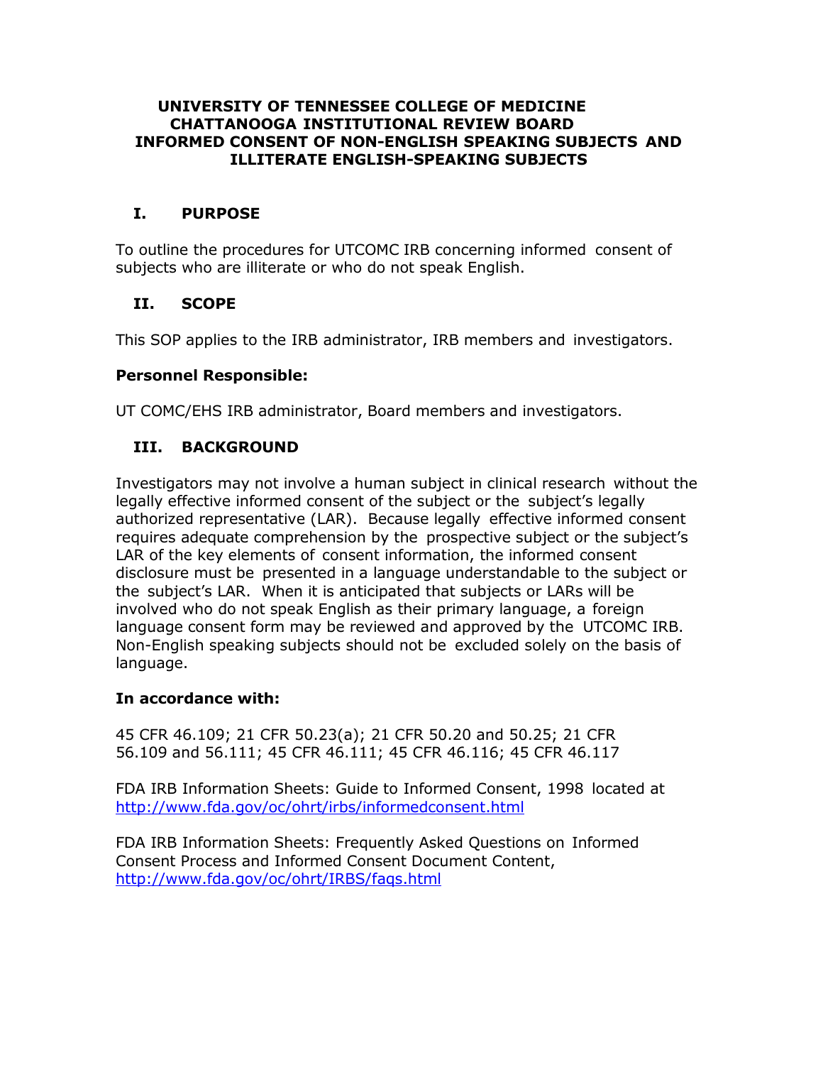# UNIVERSITY OF TENNESSEE COLLEGE OF MEDICINE CHATTANOOGA INSTITUTIONAL REVIEW BOARD INFORMED CONSENT OF NON-ENGLISH SPEAKING SUBJECTS AND ILLITERATE ENGLISH-SPEAKING SUBJECTS

## I. PURPOSE

To outline the procedures for UTCOMC IRB concerning informed consent of subjects who are illiterate or who do not speak English.

## II. SCOPE

This SOP applies to the IRB administrator, IRB members and investigators.

**Personnel Responsible:**

UT COMC/EHS IRB administrator, Board members and investigators.

## III. BACKGROUND

Investigators may not involve a human subject in clinical research without the legally effective informed consent of the subject or the subject's legally authorized representative (LAR). Because legally effective informed consent requires adequate comprehension by the prospective subject or the subject's LAR of the key elements of consent information, the informed consent disclosure must be presented in a language understandable to the subject or the subject's LAR. When it is anticipated that subjects or LARs will be involved who do not speak English as their primary language, a foreign language consent form may be reviewed and approved by the UTCOMC IRB. Non-English speaking subjects should not be excluded solely on the basis of language.

**In accordance with:**

45 CFR 46.109; 21 CFR 50.23(a); 21 CFR 50.20 and 50.25; 21 CFR 56.109 and 56.111; 45 CFR 46.111; 45 CFR 46.116; 45 CFR 46.117

FDA IRB Information Sheets: Guide to Informed Consent, 1998 located at http://www.fda.gov/oc/ohrt/irbs/informedconsent.html

FDA IRB Information Sheets: Frequently Asked Questions on Informed Consent Process and Informed Consent Document Content, http://www.fda.gov/oc/ohrt/IRBS/faqs.html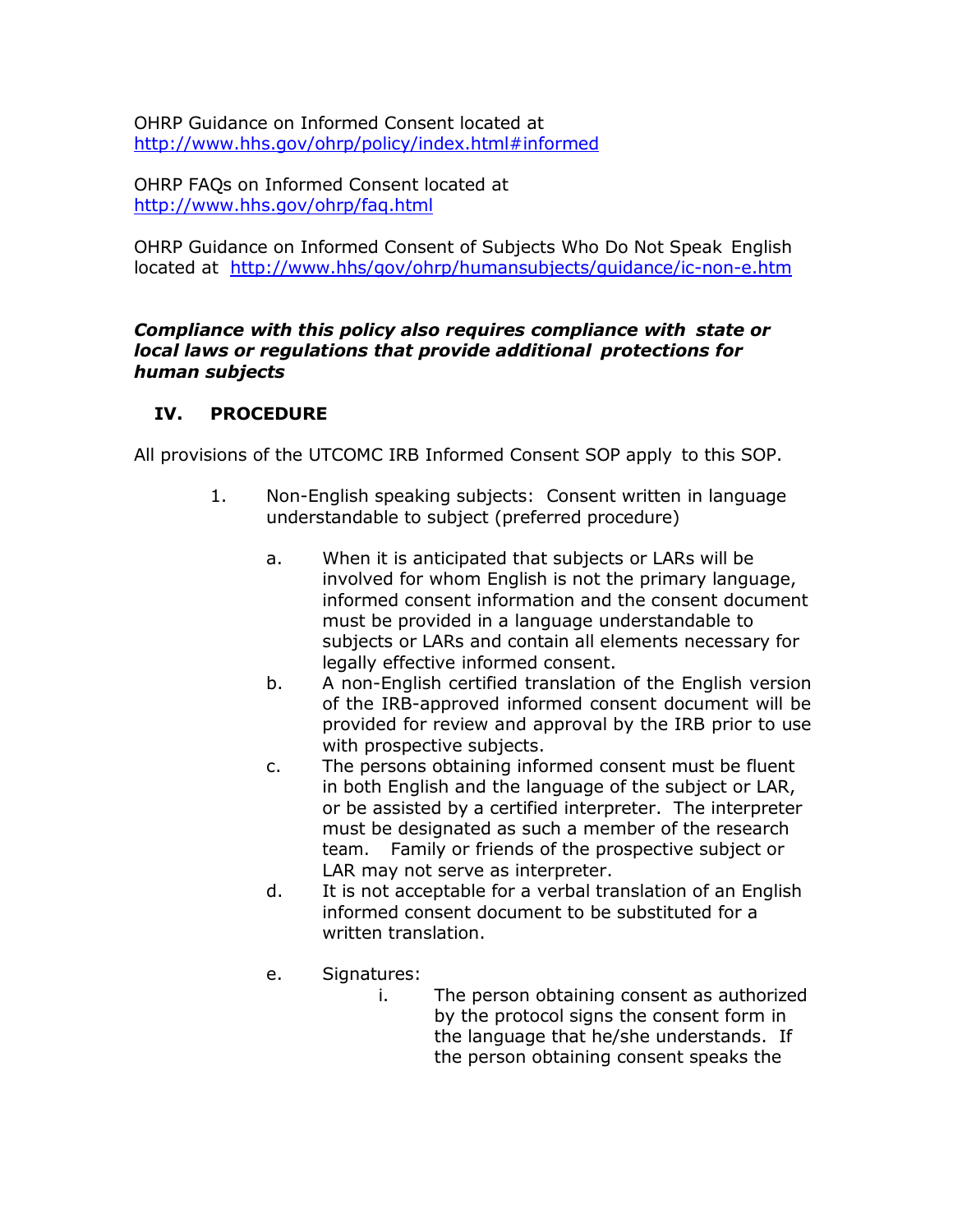OHRP Guidance on Informed Consent located at
http://www.hhs.gov/ohrp/policy/index.html#informed

OHRP FAQs on Informed Consent located at
http://www.hhs.gov/ohrp/faq.html

OHRP Guidance on Informed Consent of Subjects Who Do Not Speak English located at http://www.hhs/gov/ohrp/humansubjects/guidance/ic-non-e.htm

***Compliance with this policy also requires compliance with state or local laws or regulations that provide additional protections for human subjects***

## IV. PROCEDURE

All provisions of the UTCOMC IRB Informed Consent SOP apply to this SOP.

1. Non-English speaking subjects: Consent written in language understandable to subject (preferred procedure)

   a. When it is anticipated that subjects or LARs will be involved for whom English is not the primary language, informed consent information and the consent document must be provided in a language understandable to subjects or LARs and contain all elements necessary for legally effective informed consent.

   b. A non-English certified translation of the English version of the IRB-approved informed consent document will be provided for review and approval by the IRB prior to use with prospective subjects.

   c. The persons obtaining informed consent must be fluent in both English and the language of the subject or LAR, or be assisted by a certified interpreter. The interpreter must be designated as such a member of the research team. Family or friends of the prospective subject or LAR may not serve as interpreter.

   d. It is not acceptable for a verbal translation of an English informed consent document to be substituted for a written translation.

   e. Signatures:

      i. The person obtaining consent as authorized by the protocol signs the consent form in the language that he/she understands. If the person obtaining consent speaks the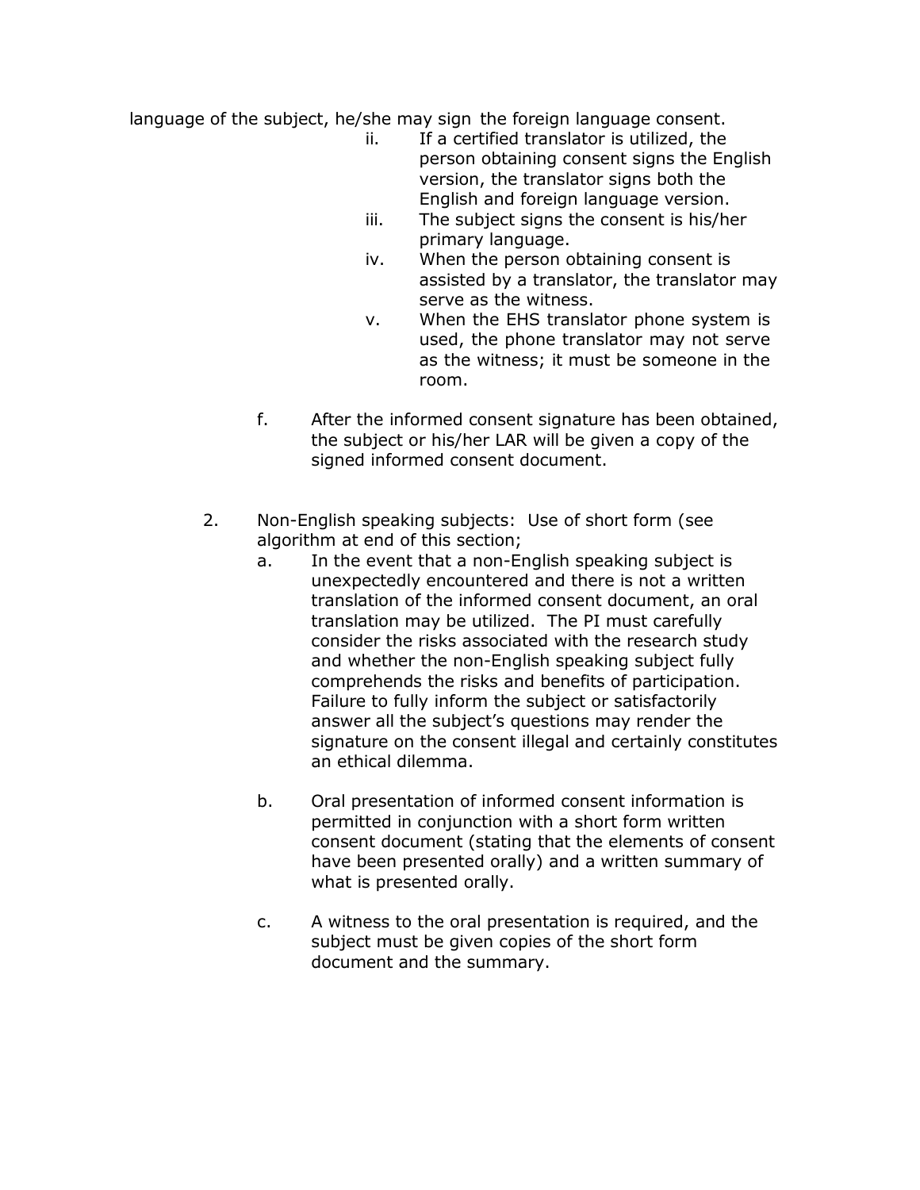language of the subject, he/she may sign the foreign language consent.

ii. If a certified translator is utilized, the person obtaining consent signs the English version, the translator signs both the English and foreign language version.

iii. The subject signs the consent is his/her primary language.

iv. When the person obtaining consent is assisted by a translator, the translator may serve as the witness.

v. When the EHS translator phone system is used, the phone translator may not serve as the witness; it must be someone in the room.

f. After the informed consent signature has been obtained, the subject or his/her LAR will be given a copy of the signed informed consent document.

2. Non-English speaking subjects: Use of short form (see algorithm at end of this section;

a. In the event that a non-English speaking subject is unexpectedly encountered and there is not a written translation of the informed consent document, an oral translation may be utilized. The PI must carefully consider the risks associated with the research study and whether the non-English speaking subject fully comprehends the risks and benefits of participation. Failure to fully inform the subject or satisfactorily answer all the subject's questions may render the signature on the consent illegal and certainly constitutes an ethical dilemma.

b. Oral presentation of informed consent information is permitted in conjunction with a short form written consent document (stating that the elements of consent have been presented orally) and a written summary of what is presented orally.

c. A witness to the oral presentation is required, and the subject must be given copies of the short form document and the summary.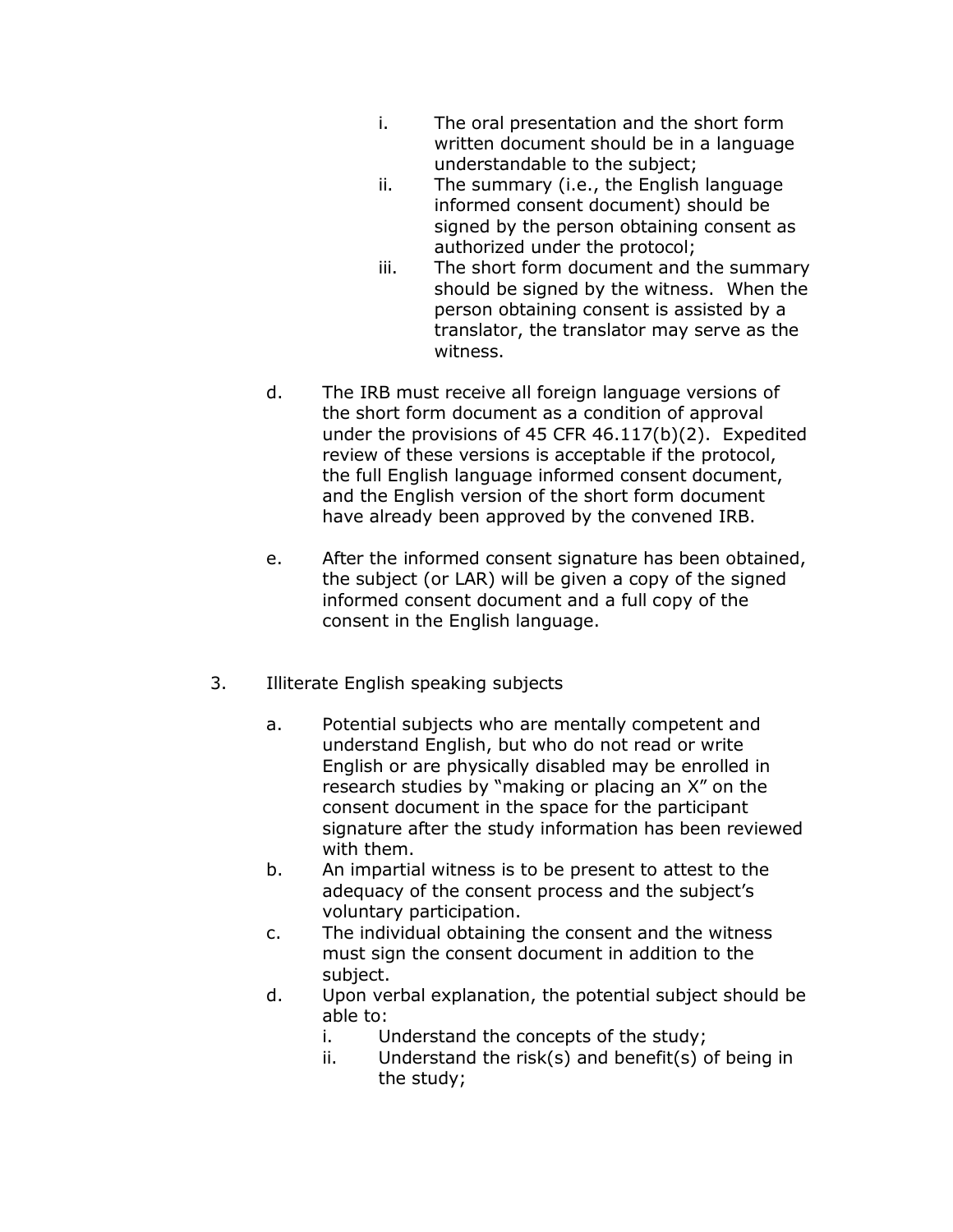i. The oral presentation and the short form written document should be in a language understandable to the subject;
   ii. The summary (i.e., the English language informed consent document) should be signed by the person obtaining consent as authorized under the protocol;
   iii. The short form document and the summary should be signed by the witness. When the person obtaining consent is assisted by a translator, the translator may serve as the witness.

d. The IRB must receive all foreign language versions of the short form document as a condition of approval under the provisions of 45 CFR 46.117(b)(2). Expedited review of these versions is acceptable if the protocol, the full English language informed consent document, and the English version of the short form document have already been approved by the convened IRB.

e. After the informed consent signature has been obtained, the subject (or LAR) will be given a copy of the signed informed consent document and a full copy of the consent in the English language.

3. Illiterate English speaking subjects

   a. Potential subjects who are mentally competent and understand English, but who do not read or write English or are physically disabled may be enrolled in research studies by "making or placing an X" on the consent document in the space for the participant signature after the study information has been reviewed with them.
   b. An impartial witness is to be present to attest to the adequacy of the consent process and the subject's voluntary participation.
   c. The individual obtaining the consent and the witness must sign the consent document in addition to the subject.
   d. Upon verbal explanation, the potential subject should be able to:
      i. Understand the concepts of the study;
      ii. Understand the risk(s) and benefit(s) of being in the study;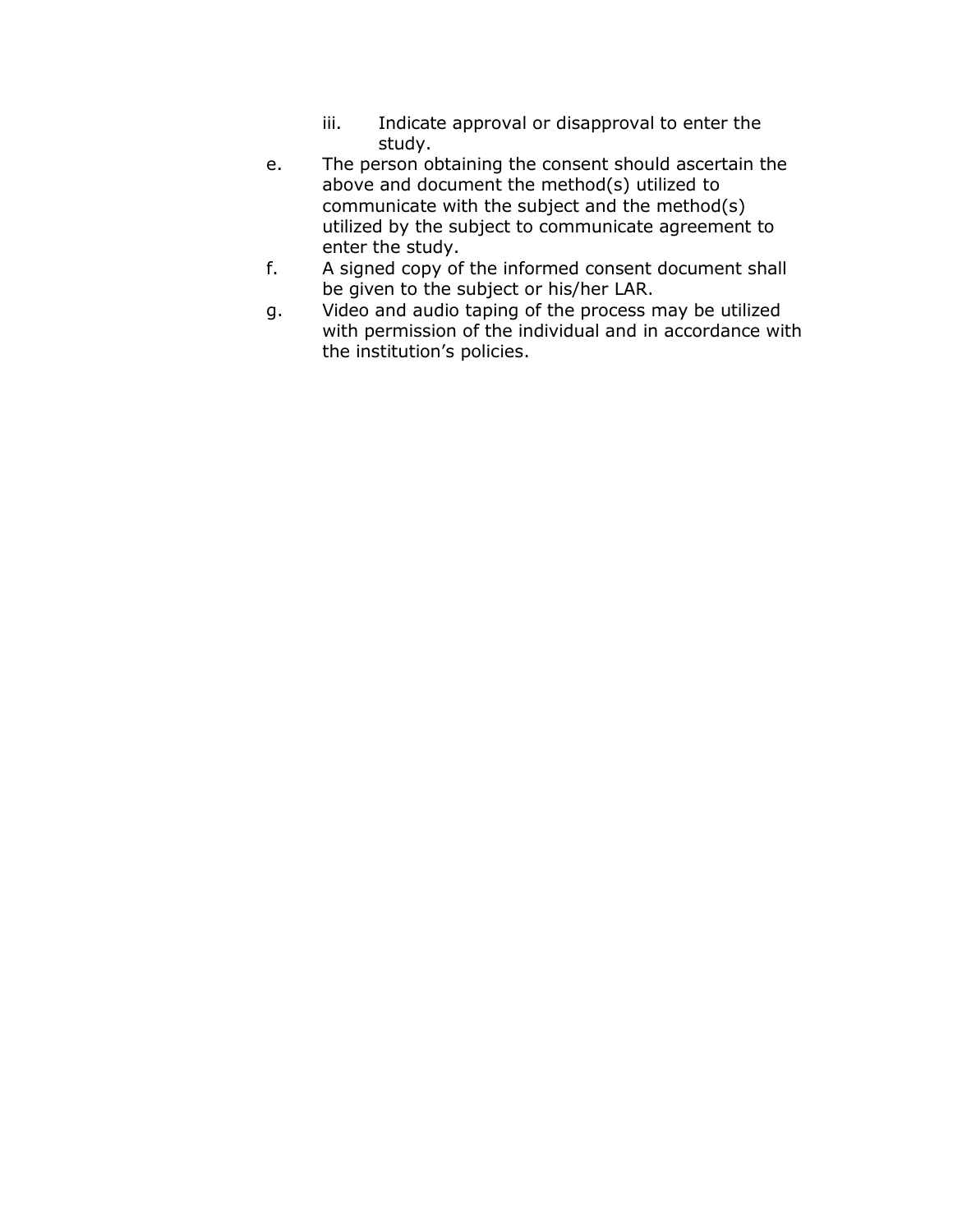iii. Indicate approval or disapproval to enter the study.

e. The person obtaining the consent should ascertain the above and document the method(s) utilized to communicate with the subject and the method(s) utilized by the subject to communicate agreement to enter the study.

f. A signed copy of the informed consent document shall be given to the subject or his/her LAR.

g. Video and audio taping of the process may be utilized with permission of the individual and in accordance with the institution's policies.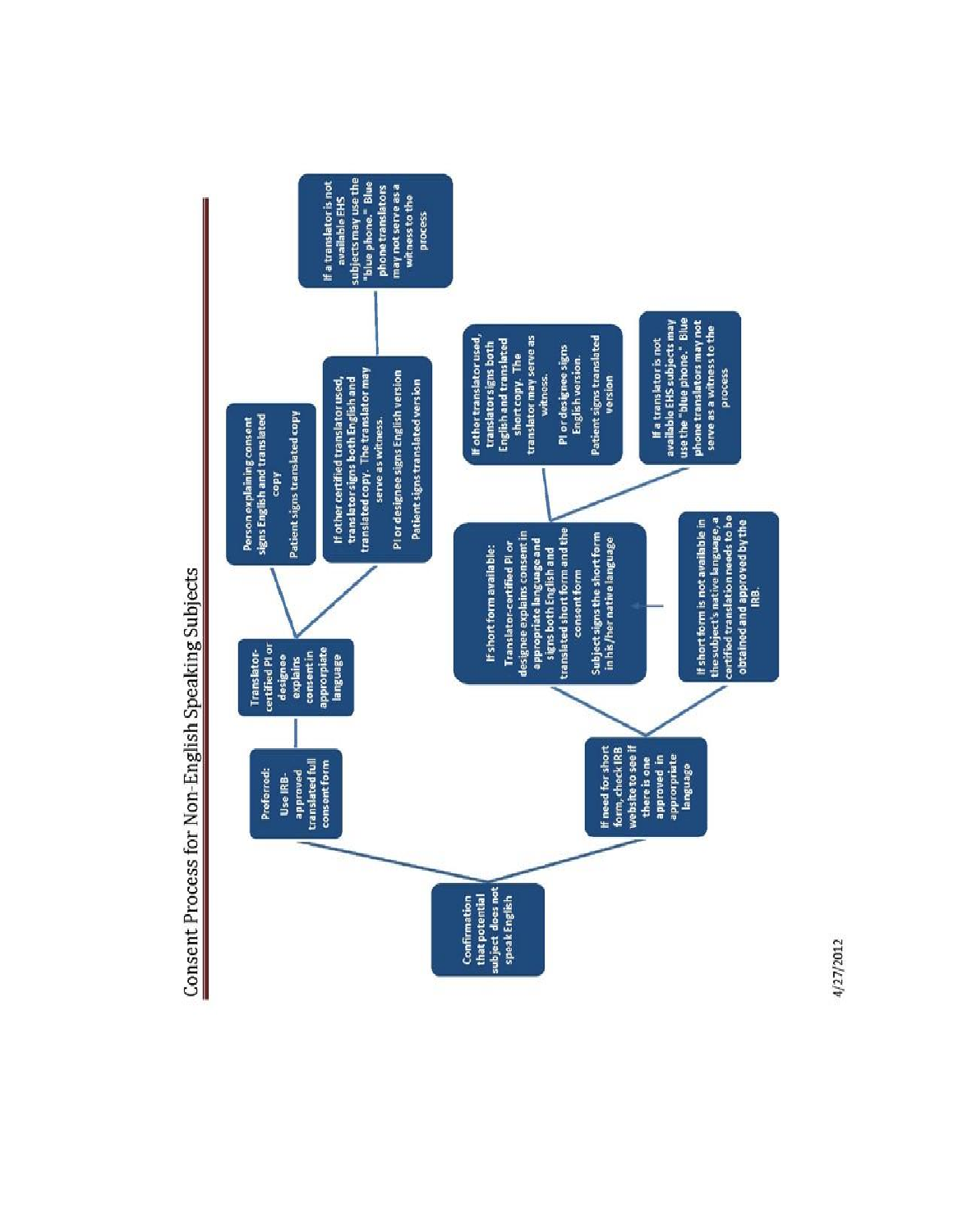# Consent Process for Non-English Speaking Subjects

Confirmation that potential subject does not speak English

Preferred: Use IRB-approved translated full consent form

Translator-certified PI or designee explains consent in approrpiate language

Person explaining consent signs English and translated copy

Patient signs translated copy

If other certified translator used, translator signs both English and translated copy. The translator may serve as witness.

PI or designee signs English version

Patient signs translated version

If a translator is not available EHS subjects may use the "blue phone." Blue phone translators may not serve as a witness to the process

If need for short form, check IRB website to see if there is one approved in approrpriate language

If short form available: Translator-certified PI or designee explains consent in appropriate language and signs both English and translated short form and the consent form

Subject signs the short form in his/her native language

If short form is not available in the subject's native language, a certified translation needs to be obtained and approved by the IRB.

If other translator used, translator signs both English and translated short copy. The translator may serve as witness.

PI or designee signs English version.

Patient signs translated version

If a translator is not available EHS subjects may use the "blue phone." Blue phone translators may not serve as a witness to the process

4/27/2012